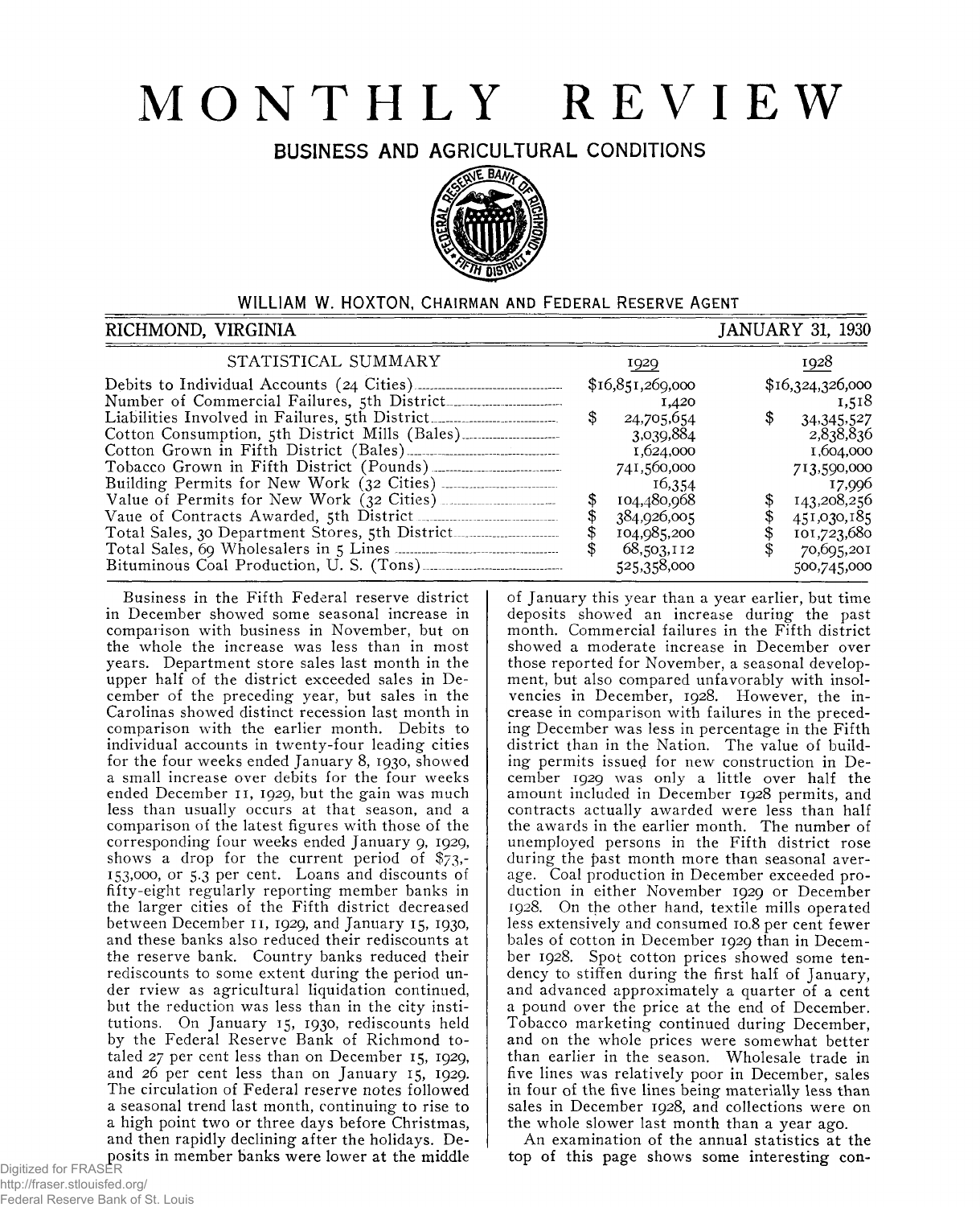# MONTHLY REVIEW

## BUSINESS AND AGRICULTURAL CONDITIONS

WILLIAM W. HOXTON, CHAIRMAN AND FEDERAL RESERVE AGENT

RICHMOND, VIRGINIA — JANUARY 31, 1930

| STATISTICAL SUMMARY | 1929 | 1928 |
|---|---|---|
| Debits to Individual Accounts (24 Cities) | $16,851,269,000 | $16,324,326,000 |
| Number of Commercial Failures, 5th District | 1,420 | 1,518 |
| Liabilities Involved in Failures, 5th District | $ 24,705,654 | $ 34,345,527 |
| Cotton Consumption, 5th District Mills (Bales) | 3,039,884 | 2,838,836 |
| Cotton Grown in Fifth District (Bales) | 1,624,000 | 1,604,000 |
| Tobacco Grown in Fifth District (Pounds) | 741,560,000 | 713,590,000 |
| Building Permits for New Work (32 Cities) | 16,354 | 17,996 |
| Value of Permits for New Work (32 Cities) | $ 104,480,968 | $ 143,208,256 |
| Vaue of Contracts Awarded, 5th District | $ 384,926,005 | $ 451,030,185 |
| Total Sales, 30 Department Stores, 5th District | $ 104,985,200 | $ 101,723,680 |
| Total Sales, 69 Wholesalers in 5 Lines | $ 68,503,112 | $ 70,695,201 |
| Bituminous Coal Production, U. S. (Tons) | 525,358,000 | 500,745,000 |

Business in the Fifth Federal reserve district in December showed some seasonal increase in comparison with business in November, but on the whole the increase was less than in most years. Department store sales last month in the upper half of the district exceeded sales in December of the preceding year, but sales in the Carolinas showed distinct recession last month in comparison with the earlier month. Debits to individual accounts in twenty-four leading cities for the four weeks ended January 8, 1930, showed a small increase over debits for the four weeks ended December 11, 1929, but the gain was much less than usually occurs at that season, and a comparison of the latest figures with those of the corresponding four weeks ended January 9, 1929, shows a drop for the current period of $73,153,000, or 5.3 per cent. Loans and discounts of fifty-eight regularly reporting member banks in the larger cities of the Fifth district decreased between December 11, 1929, and January 15, 1930, and these banks also reduced their rediscounts at the reserve bank. Country banks reduced their rediscounts to some extent during the period under rview as agricultural liquidation continued, but the reduction was less than in the city institutions. On January 15, 1930, rediscounts held by the Federal Reserve Bank of Richmond totaled 27 per cent less than on December 15, 1929, and 26 per cent less than on January 15, 1929. The circulation of Federal reserve notes followed a seasonal trend last month, continuing to rise to a high point two or three days before Christmas, and then rapidly declining after the holidays. Deposits in member banks were lower at the middle of January this year than a year earlier, but time deposits showed an increase during the past month. Commercial failures in the Fifth district showed a moderate increase in December over those reported for November, a seasonal development, but also compared unfavorably with insolvencies in December, 1928. However, the increase in comparison with failures in the preceding December was less in percentage in the Fifth district than in the Nation. The value of building permits issued for new construction in December 1929 was only a little over half the amount included in December 1928 permits, and contracts actually awarded were less than half the awards in the earlier month. The number of unemployed persons in the Fifth district rose during the past month more than seasonal average. Coal production in December exceeded production in either November 1929 or December 1928. On the other hand, textile mills operated less extensively and consumed 10.8 per cent fewer bales of cotton in December 1929 than in December 1928. Spot cotton prices showed some tendency to stiffen during the first half of January, and advanced approximately a quarter of a cent a pound over the price at the end of December. Tobacco marketing continued during December, and on the whole prices were somewhat better than earlier in the season. Wholesale trade in five lines was relatively poor in December, sales in four of the five lines being materially less than sales in December 1928, and collections were on the whole slower last month than a year ago.

An examination of the annual statistics at the top of this page shows some interesting con-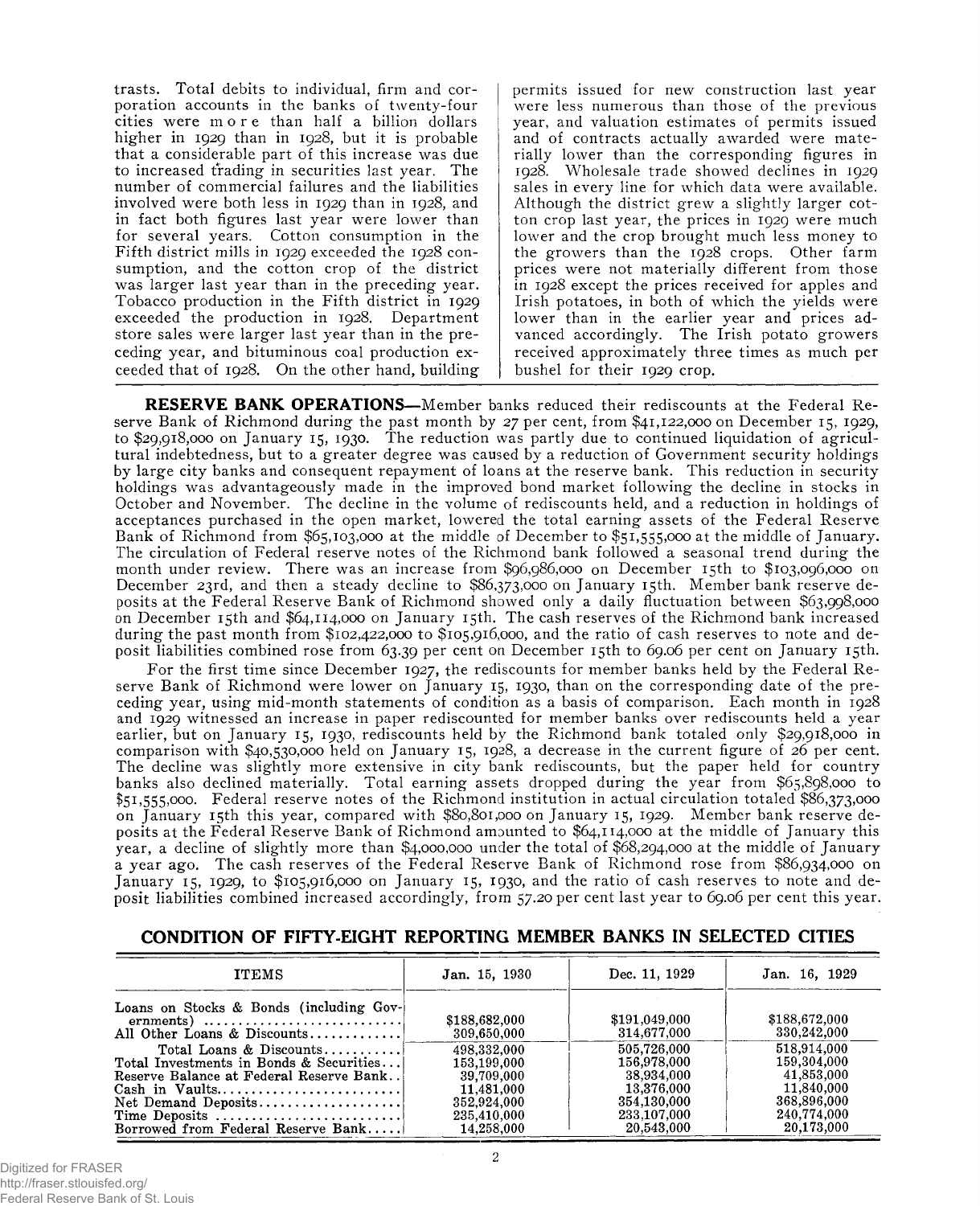trasts. Total debits to individual, firm and corporation accounts in the banks of twenty-four cities were more than half a billion dollars higher in 1929 than in 1928, but it is probable that a considerable part of this increase was due to increased trading in securities last year. The number of commercial failures and the liabilities involved were both less in 1929 than in 1928, and in fact both figures last year were lower than for several years. Cotton consumption in the Fifth district mills in 1929 exceeded the 1928 consumption, and the cotton crop of the district was larger last year than in the preceding year. Tobacco production in the Fifth district in 1929 exceeded the production in 1928. Department store sales were larger last year than in the preceding year, and bituminous coal production exceeded that of 1928. On the other hand, building permits issued for new construction last year were less numerous than those of the previous year, and valuation estimates of permits issued and of contracts actually awarded were materially lower than the corresponding figures in 1928. Wholesale trade showed declines in 1929 sales in every line for which data were available. Although the district grew a slightly larger cotton crop last year, the prices in 1929 were much lower and the crop brought much less money to the growers than the 1928 crops. Other farm prices were not materially different from those in 1928 except the prices received for apples and Irish potatoes, in both of which the yields were lower than in the earlier year and prices advanced accordingly. The Irish potato growers received approximately three times as much per bushel for their 1929 crop.

**RESERVE BANK OPERATIONS**—Member banks reduced their rediscounts at the Federal Reserve Bank of Richmond during the past month by 27 per cent, from $41,122,000 on December 15, 1929, to $29,918,000 on January 15, 1930. The reduction was partly due to continued liquidation of agricultural indebtedness, but to a greater degree was caused by a reduction of Government security holdings by large city banks and consequent repayment of loans at the reserve bank. This reduction in security holdings was advantageously made in the improved bond market following the decline in stocks in October and November. The decline in the volume of rediscounts held, and a reduction in holdings of acceptances purchased in the open market, lowered the total earning assets of the Federal Reserve Bank of Richmond from $65,103,000 at the middle of December to $51,555,000 at the middle of January. The circulation of Federal reserve notes of the Richmond bank followed a seasonal trend during the month under review. There was an increase from $96,986,000 on December 15th to $103,096,000 on December 23rd, and then a steady decline to $86,373,000 on January 15th. Member bank reserve deposits at the Federal Reserve Bank of Richmond showed only a daily fluctuation between $63,998,000 on December 15th and $64,114,000 on January 15th. The cash reserves of the Richmond bank increased during the past month from $102,422,000 to $105,916,000, and the ratio of cash reserves to note and deposit liabilities combined rose from 63.39 per cent on December 15th to 69.06 per cent on January 15th.

For the first time since December 1927, the rediscounts for member banks held by the Federal Reserve Bank of Richmond were lower on January 15, 1930, than on the corresponding date of the preceding year, using mid-month statements of condition as a basis of comparison. Each month in 1928 and 1929 witnessed an increase in paper rediscounted for member banks over rediscounts held a year earlier, but on January 15, 1930, rediscounts held by the Richmond bank totaled only $29,918,000 in comparison with $40,530,000 held on January 15, 1928, a decrease in the current figure of 26 per cent. The decline was slightly more extensive in city bank rediscounts, but the paper held for country banks also declined materially. Total earning assets dropped during the year from $65,898,000 to $51,555,000. Federal reserve notes of the Richmond institution in actual circulation totaled $86,373,000 on January 15th this year, compared with $80,801,000 on January 15, 1929. Member bank reserve deposits at the Federal Reserve Bank of Richmond amounted to $64,114,000 at the middle of January this year, a decline of slightly more than $4,000,000 under the total of $68,294,000 at the middle of January a year ago. The cash reserves of the Federal Reserve Bank of Richmond rose from $86,934,000 on January 15, 1929, to $105,916,000 on January 15, 1930, and the ratio of cash reserves to note and deposit liabilities combined increased accordingly, from 57.20 per cent last year to 69.06 per cent this year.

## CONDITION OF FIFTY-EIGHT REPORTING MEMBER BANKS IN SELECTED CITIES

| ITEMS | Jan. 15, 1930 | Dec. 11, 1929 | Jan. 16, 1929 |
|---|---|---|---|
| Loans on Stocks & Bonds (including Governments) | $188,682,000 | $191,049,000 | $188,672,000 |
| All Other Loans & Discounts | 309,650,000 | 314,677,000 | 330,242,000 |
| Total Loans & Discounts | 498,332,000 | 505,726,000 | 518,914,000 |
| Total Investments in Bonds & Securities | 153,199,000 | 156,978,000 | 159,304,000 |
| Reserve Balance at Federal Reserve Bank | 39,709,000 | 38,934,000 | 41,853,000 |
| Cash in Vaults | 11,481,000 | 13,376,000 | 11,840,000 |
| Net Demand Deposits | 352,924,000 | 354,130,000 | 368,896,000 |
| Time Deposits | 235,410,000 | 233,107,000 | 240,774,000 |
| Borrowed from Federal Reserve Bank | 14,258,000 | 20,543,000 | 20,173,000 |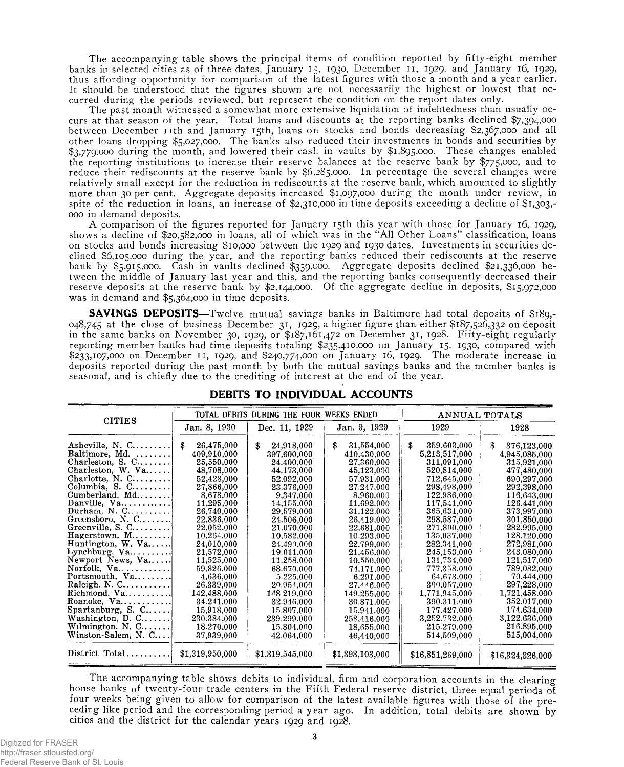The accompanying table shows the principal items of condition reported by fifty-eight member banks in selected cities as of three dates, January 15, 1930, December 11, 1929, and January 16, 1929, thus affording opportunity for comparison of the latest figures with those a month and a year earlier. It should be understood that the figures shown are not necessarily the highest or lowest that occurred during the periods reviewed, but represent the condition on the report dates only.

The past month witnessed a somewhat more extensive liquidation of indebtedness than usually occurs at that season of the year. Total loans and discounts at the reporting banks declined $7,394,000 between December 11th and January 15th, loans on stocks and bonds decreasing $2,367,000 and all other loans dropping $5,027,000. The banks also reduced their investments in bonds and securities by $3,779,000 during the month, and lowered their cash in vaults by $1,895,000. These changes enabled the reporting institutions to increase their reserve balances at the reserve bank by $775,000, and to reduce their rediscounts at the reserve bank by $6,285,000. In percentage the several changes were relatively small except for the reduction in rediscounts at the reserve bank, which amounted to slightly more than 30 per cent. Aggregate deposits increased $1,097,000 during the month under review, in spite of the reduction in loans, an increase of $2,310,000 in time deposits exceeding a decline of $1,303,000 in demand deposits.

A comparison of the figures reported for January 15th this year with those for January 16, 1929, shows a decline of $20,582,000 in loans, all of which was in the "All Other Loans" classification, loans on stocks and bonds increasing $10,000 between the 1929 and 1930 dates. Investments in securities declined $6,105,000 during the year, and the reporting banks reduced their rediscounts at the reserve bank by $5,915,000. Cash in vaults declined $359,000. Aggregate deposits declined $21,336,000 between the middle of January last year and this, and the reporting banks consequently decreased their reserve deposits at the reserve bank by $2,144,000. Of the aggregate decline in deposits, $15,972,000 was in demand and $5,364,000 in time deposits.

**SAVINGS DEPOSITS**—Twelve mutual savings banks in Baltimore had total deposits of $189,048,745 at the close of business December 31, 1929, a higher figure than either $187,526,332 on deposit in the same banks on November 30, 1929, or $187,161,472 on December 31, 1928. Fifty-eight regularly reporting member banks had time deposits totaling $235,410,000 on January 15, 1930, compared with $233,107,000 on December 11, 1929, and $240,774,000 on January 16, 1929. The moderate increase in deposits reported during the past month by both the mutual savings banks and the member banks is seasonal, and is chiefly due to the crediting of interest at the end of the year.

## DEBITS TO INDIVIDUAL ACCOUNTS

| CITIES | TOTAL DEBITS DURING THE FOUR WEEKS ENDED | | | ANNUAL TOTALS | |
|---|---|---|---|---|---|
| | Jan. 8, 1930 | Dec. 11, 1929 | Jan. 9, 1929 | 1929 | 1928 |
| Asheville, N. C. | $ 26,475,000 | $ 24,918,000 | $ 31,554,000 | $ 359,603,000 | $ 376,123,000 |
| Baltimore, Md. | 409,910,000 | 397,600,000 | 410,430,000 | 5,213,517,000 | 4,945,085,000 |
| Charleston, S. C. | 25,550,000 | 24,400,000 | 27,360,000 | 311,091,000 | 315,921,000 |
| Charleston, W. Va. | 48,708,000 | 44,173,000 | 45,123,000 | 520,814,000 | 477,480,000 |
| Charlotte, N. C. | 52,428,000 | 52,092,000 | 57,931,000 | 712,645,000 | 690,297,000 |
| Columbia, S. C. | 27,866,000 | 23,376,000 | 27,247,000 | 298,498,000 | 292,398,000 |
| Cumberland, Md. | 8,678,000 | 9,347,000 | 8,960,000 | 122,986,000 | 116,643,000 |
| Danville, Va. | 11,295,000 | 14,155,000 | 11,692,000 | 117,541,000 | 126,441,000 |
| Durham, N. C. | 26,740,000 | 29,579,000 | 31,122,000 | 365,631,000 | 373,997,000 |
| Greensboro, N. C. | 22,836,000 | 24,506,000 | 26,419,000 | 298,587,000 | 301,850,000 |
| Greenville, S. C. | 22,052,000 | 21,070,000 | 22,681,000 | 271,800,000 | 282,995,000 |
| Hagerstown, M. | 10,264,000 | 10,582,000 | 10,293,000 | 135,037,000 | 128,120,000 |
| Huntington, W. Va. | 24,010,000 | 24,490,000 | 22,799,000 | 282,341,000 | 272,981,000 |
| Lynchburg, Va. | 21,572,000 | 19,011,000 | 21,456,000 | 245,153,000 | 243,080,000 |
| Newport News, Va. | 11,525,000 | 11,258,000 | 10,550,000 | 131,734,000 | 121,517,000 |
| Norfolk, Va. | 59,826,000 | 68,670,000 | 74,171,000 | 777,358,000 | 789,082,000 |
| Portsmouth, Va. | 4,636,000 | 5,225,000 | 6,291,000 | 64,673,000 | 70,444,000 |
| Raleigh, N. C. | 26,339,000 | 29,954,000 | 27,446,000 | 300,057,000 | 297,228,000 |
| Richmond, Va. | 142,488,000 | 148,219,000 | 149,255,000 | 1,771,945,000 | 1,721,458,000 |
| Roanoke, Va. | 34,241,000 | 32,946,000 | 30,871,000 | 390,311,000 | 352,017,000 |
| Spartanburg, S. C. | 15,918,000 | 15,807,000 | 15,941,000 | 177,427,000 | 174,634,000 |
| Washington, D. C. | 230,384,000 | 239,299,000 | 258,416,000 | 3,252,732,000 | 3,122,636,000 |
| Wilmington, N. C. | 18,270,000 | 15,804,000 | 18,655,000 | 215,279,000 | 216,895,000 |
| Winston-Salem, N. C. | 37,939,000 | 42,064,000 | 46,440,000 | 514,509,000 | 515,004,000 |
| District Total | $1,319,950,000 | $1,319,545,000 | $1,393,103,000 | $16,851,269,000 | $16,324,326,000 |

The accompanying table shows debits to individual, firm and corporation accounts in the clearing house banks of twenty-four trade centers in the Fifth Federal reserve district, three equal periods of four weeks being given to allow for comparison of the latest available figures with those of the preceding like period and the corresponding period a year ago. In addition, total debits are shown by cities and the district for the calendar years 1929 and 1928.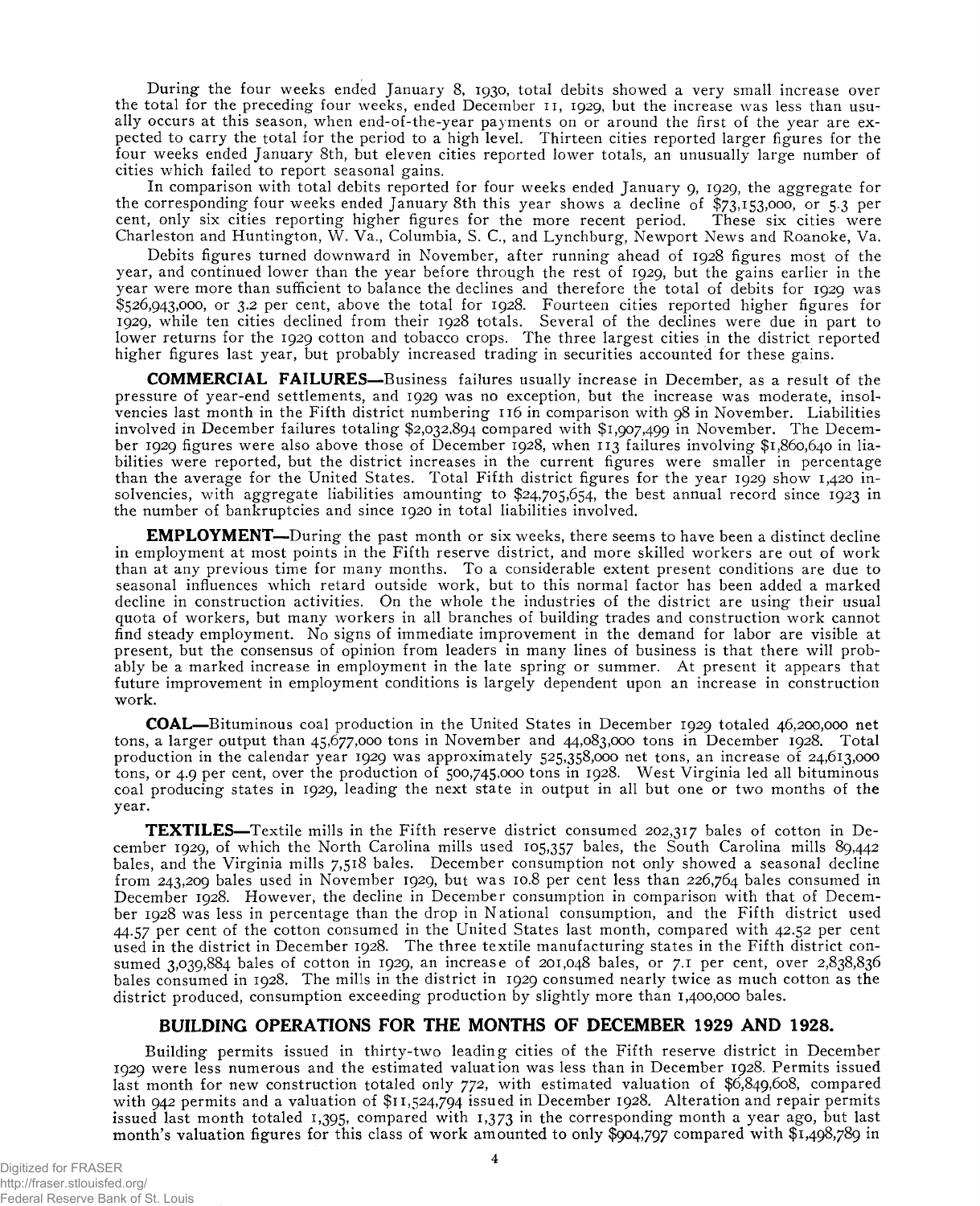During the four weeks ended January 8, 1930, total debits showed a very small increase over the total for the preceding four weeks, ended December 11, 1929, but the increase was less than usually occurs at this season, when end-of-the-year payments on or around the first of the year are expected to carry the total for the period to a high level. Thirteen cities reported larger figures for the four weeks ended January 8th, but eleven cities reported lower totals, an unusually large number of cities which failed to report seasonal gains.

In comparison with total debits reported for four weeks ended January 9, 1929, the aggregate for the corresponding four weeks ended January 8th this year shows a decline of $73,153,000, or 5.3 per cent, only six cities reporting higher figures for the more recent period. These six cities were Charleston and Huntington, W. Va., Columbia, S. C., and Lynchburg, Newport News and Roanoke, Va.

Debits figures turned downward in November, after running ahead of 1928 figures most of the year, and continued lower than the year before through the rest of 1929, but the gains earlier in the year were more than sufficient to balance the declines and therefore the total of debits for 1929 was $526,943,000, or 3.2 per cent, above the total for 1928. Fourteen cities reported higher figures for 1929, while ten cities declined from their 1928 totals. Several of the declines were due in part to lower returns for the 1929 cotton and tobacco crops. The three largest cities in the district reported higher figures last year, but probably increased trading in securities accounted for these gains.

**COMMERCIAL FAILURES**—Business failures usually increase in December, as a result of the pressure of year-end settlements, and 1929 was no exception, but the increase was moderate, insolvencies last month in the Fifth district numbering 116 in comparison with 98 in November. Liabilities involved in December failures totaling $2,032,894 compared with $1,907,499 in November. The December 1929 figures were also above those of December 1928, when 113 failures involving $1,860,640 in liabilities were reported, but the district increases in the current figures were smaller in percentage than the average for the United States. Total Fifth district figures for the year 1929 show 1,420 insolvencies, with aggregate liabilities amounting to $24,705,654, the best annual record since 1923 in the number of bankruptcies and since 1920 in total liabilities involved.

**EMPLOYMENT**—During the past month or six weeks, there seems to have been a distinct decline in employment at most points in the Fifth reserve district, and more skilled workers are out of work than at any previous time for many months. To a considerable extent present conditions are due to seasonal influences which retard outside work, but to this normal factor has been added a marked decline in construction activities. On the whole the industries of the district are using their usual quota of workers, but many workers in all branches of building trades and construction work cannot find steady employment. No signs of immediate improvement in the demand for labor are visible at present, but the consensus of opinion from leaders in many lines of business is that there will probably be a marked increase in employment in the late spring or summer. At present it appears that future improvement in employment conditions is largely dependent upon an increase in construction work.

**COAL**—Bituminous coal production in the United States in December 1929 totaled 46,200,000 net tons, a larger output than 45,677,000 tons in November and 44,083,000 tons in December 1928. Total production in the calendar year 1929 was approximately 525,358,000 net tons, an increase of 24,613,000 tons, or 4.9 per cent, over the production of 500,745,000 tons in 1928. West Virginia led all bituminous coal producing states in 1929, leading the next state in output in all but one or two months of the year.

**TEXTILES**—Textile mills in the Fifth reserve district consumed 202,317 bales of cotton in December 1929, of which the North Carolina mills used 105,357 bales, the South Carolina mills 89,442 bales, and the Virginia mills 7,518 bales. December consumption not only showed a seasonal decline from 243,209 bales used in November 1929, but was 10.8 per cent less than 226,764 bales consumed in December 1928. However, the decline in December consumption in comparison with that of December 1928 was less in percentage than the drop in National consumption, and the Fifth district used 44.57 per cent of the cotton consumed in the United States last month, compared with 42.52 per cent used in the district in December 1928. The three textile manufacturing states in the Fifth district consumed 3,039,884 bales of cotton in 1929, an increase of 201,048 bales, or 7.1 per cent, over 2,838,836 bales consumed in 1928. The mills in the district in 1929 consumed nearly twice as much cotton as the district produced, consumption exceeding production by slightly more than 1,400,000 bales.

## BUILDING OPERATIONS FOR THE MONTHS OF DECEMBER 1929 AND 1928.

Building permits issued in thirty-two leading cities of the Fifth reserve district in December 1929 were less numerous and the estimated valuation was less than in December 1928. Permits issued last month for new construction totaled only 772, with estimated valuation of $6,849,608, compared with 942 permits and a valuation of $11,524,794 issued in December 1928. Alteration and repair permits issued last month totaled 1,395, compared with 1,373 in the corresponding month a year ago, but last month's valuation figures for this class of work amounted to only $904,797 compared with $1,498,789 in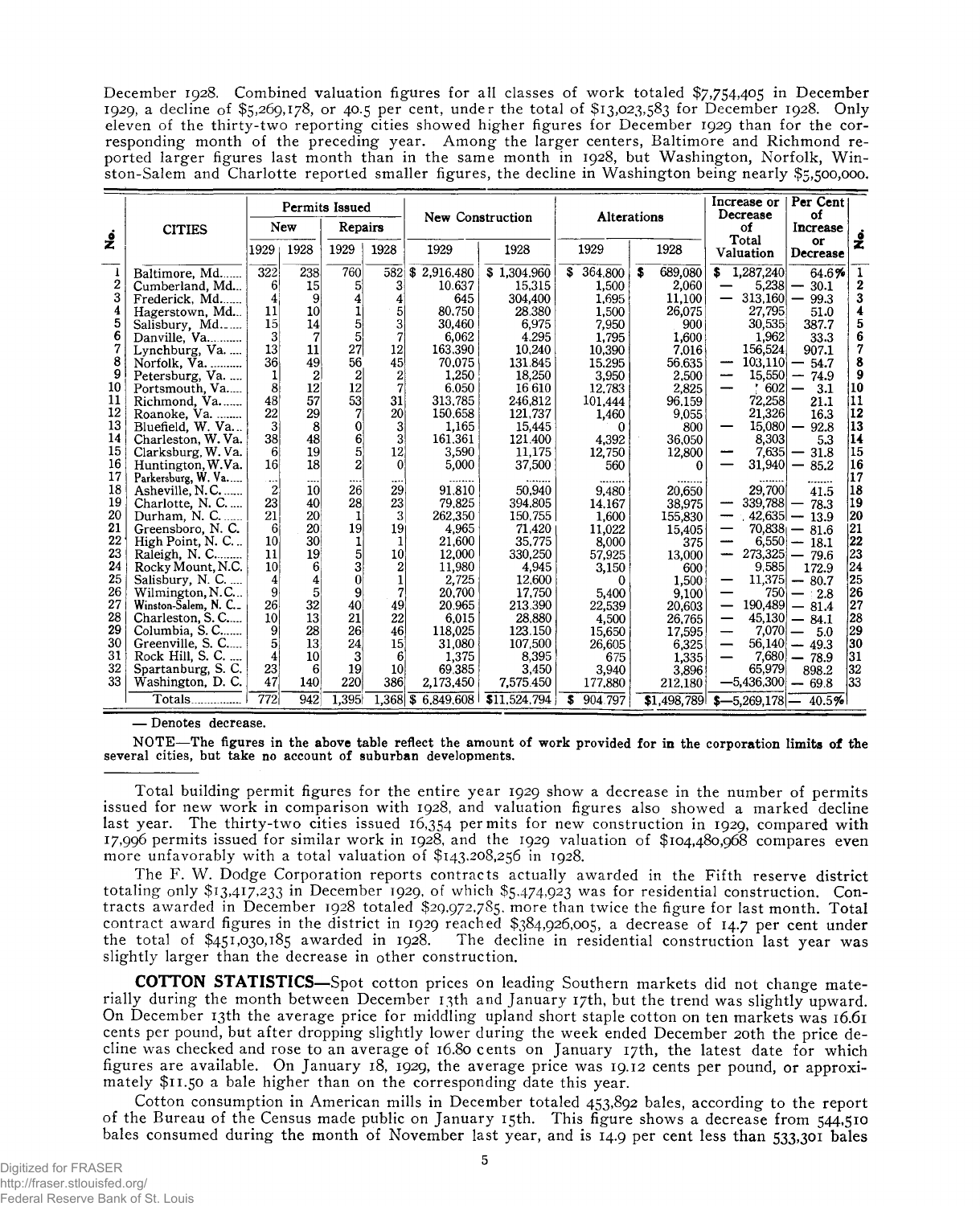December 1928. Combined valuation figures for all classes of work totaled $7,754,405 in December 1929, a decline of $5,269,178, or 40.5 per cent, under the total of $13,023,583 for December 1928. Only eleven of the thirty-two reporting cities showed higher figures for December 1929 than for the corresponding month of the preceding year. Among the larger centers, Baltimore and Richmond reported larger figures last month than in the same month in 1928, but Washington, Norfolk, Winston-Salem and Charlotte reported smaller figures, the decline in Washington being nearly $5,500,000.

| No. | CITIES | Permits Issued | | | | New Construction | | Alterations | | Increase or Decrease of Total Valuation | Per Cent of Increase or Decrease | No. |
|---|---|---|---|---|---|---|---|---|---|---|---|---|
| | | New | | Repairs | | | | | | | | |
| | | 1929 | 1928 | 1929 | 1928 | 1929 | 1928 | 1929 | 1928 | | | |
| 1 | Baltimore, Md. | 322 | 238 | 760 | 582 | $ 2,916,480 | $ 1,304,960 | $ 364,800 | $ 689,080 | $ 1,287,240 | 64.6% | 1 |
| 2 | Cumberland, Md. | 6 | 15 | 5 | 3 | 10,637 | 15,315 | 1,500 | 2,060 | — 5,238 | — 30.1 | 2 |
| 3 | Frederick, Md. | 4 | 9 | 4 | 4 | 645 | 304,400 | 1,695 | 11,100 | — 313,160 | — 99.3 | 3 |
| 4 | Hagerstown, Md. | 11 | 10 | 1 | 5 | 80,750 | 28,380 | 1,500 | 26,075 | 27,795 | 51.0 | 4 |
| 5 | Salisbury, Md. | 15 | 14 | 5 | 3 | 30,460 | 6,975 | 7,950 | 900 | 30,535 | 387.7 | 5 |
| 6 | Danville, Va. | 3 | 7 | 5 | 7 | 6,062 | 4,295 | 1,795 | 1,600 | 1,962 | 33.3 | 6 |
| 7 | Lynchburg, Va. | 13 | 11 | 27 | 12 | 163,390 | 10,240 | 10,390 | 7,016 | 156,524 | 907.1 | 7 |
| 8 | Norfolk, Va. | 36 | 49 | 56 | 45 | 70,075 | 131,845 | 15,295 | 56,635 | — 103,110 | — 54.7 | 8 |
| 9 | Petersburg, Va. | 1 | 2 | 2 | 2 | 1,250 | 18,250 | 3,950 | 2,500 | — 15,550 | — 74.9 | 9 |
| 10 | Portsmouth, Va. | 8 | 12 | 12 | 7 | 6,050 | 16,610 | 12,783 | 2,825 | — 602 | — 3.1 | 10 |
| 11 | Richmond, Va. | 48 | 57 | 53 | 31 | 313,785 | 246,812 | 101,444 | 96,159 | 72,258 | 21.1 | 11 |
| 12 | Roanoke, Va. | 22 | 29 | 7 | 20 | 150,658 | 121,737 | 1,460 | 9,055 | 21,326 | 16.3 | 12 |
| 13 | Bluefield, W. Va. | 3 | 8 | 0 | 3 | 1,165 | 15,445 | 0 | 800 | — 15,080 | — 92.8 | 13 |
| 14 | Charleston, W. Va. | 38 | 48 | 6 | 3 | 161,361 | 121,400 | 4,392 | 36,050 | 8,303 | 5.3 | 14 |
| 15 | Clarksburg, W. Va. | 6 | 19 | 5 | 12 | 3,590 | 11,175 | 12,750 | 12,800 | — 7,635 | — 31.8 | 15 |
| 16 | Huntington, W. Va. | 16 | 18 | 2 | 0 | 5,000 | 37,500 | 560 | 0 | — 31,940 | — 85.2 | 16 |
| 17 | Parkersburg, W. Va. | ... | ... | ... | ... | ....... | ....... | ....... | ....... | ....... | ....... | 17 |
| 18 | Asheville, N. C. | 2 | 10 | 26 | 29 | 91,810 | 50,940 | 9,480 | 20,650 | 29,700 | 41.5 | 18 |
| 19 | Charlotte, N. C. | 23 | 40 | 28 | 23 | 79,825 | 394,805 | 14,167 | 38,975 | — 339,788 | — 78.3 | 19 |
| 20 | Durham, N. C. | 21 | 20 | 1 | 3 | 262,350 | 150,755 | 1,600 | 155,830 | — 42,635 | — 13.9 | 20 |
| 21 | Greensboro, N. C. | 6 | 20 | 19 | 19 | 4,965 | 71,420 | 11,022 | 15,405 | — 70,838 | — 81.6 | 21 |
| 22 | High Point, N. C. | 10 | 30 | 1 | 1 | 21,600 | 35,775 | 8,000 | 375 | — 6,550 | — 18.1 | 22 |
| 23 | Raleigh, N. C. | 11 | 19 | 5 | 10 | 12,000 | 330,250 | 57,925 | 13,000 | — 273,325 | — 79.6 | 23 |
| 24 | Rocky Mount, N. C. | 10 | 6 | 3 | 2 | 11,980 | 4,945 | 3,150 | 600 | 9,585 | 172.9 | 24 |
| 25 | Salisbury, N. C. | 4 | 4 | 0 | 1 | 2,725 | 12,600 | 0 | 1,500 | — 11,375 | — 80.7 | 25 |
| 26 | Wilmington, N. C. | 9 | 5 | 9 | 7 | 20,700 | 17,750 | 5,400 | 9,100 | — 750 | — 2.8 | 26 |
| 27 | Winston-Salem, N. C. | 26 | 32 | 40 | 49 | 20,965 | 213,390 | 22,539 | 20,603 | — 190,489 | — 81.4 | 27 |
| 28 | Charleston, S. C. | 10 | 13 | 21 | 22 | 6,015 | 28,880 | 4,500 | 26,765 | — 45,130 | — 84.1 | 28 |
| 29 | Columbia, S. C. | 9 | 28 | 26 | 46 | 118,025 | 123,150 | 15,650 | 17,595 | — 7,070 | — 5.0 | 29 |
| 30 | Greenville, S. C. | 5 | 13 | 24 | 15 | 31,080 | 107,500 | 26,605 | 6,325 | — 56,140 | — 49.3 | 30 |
| 31 | Rock Hill, S. C. | 4 | 10 | 3 | 6 | 1,375 | 8,395 | 675 | 1,335 | — 7,680 | — 78.9 | 31 |
| 32 | Spartanburg, S. C. | 23 | 6 | 19 | 10 | 69,385 | 3,450 | 3,940 | 3,896 | 65,979 | 898.2 | 32 |
| 33 | Washington, D. C. | 47 | 140 | 220 | 386 | 2,173,450 | 7,575,450 | 177,880 | 212,180 | —5,436,300 | — 69.8 | 33 |
| | Totals | 772 | 942 | 1,395 | 1,368 | $ 6,849,608 | $11,524,794 | $ 904,797 | $1,498,789 | $—5,269,178 | — 40.5% | |

— Denotes decrease.

NOTE—The figures in the above table reflect the amount of work provided for in the corporation limits of the several cities, but take no account of suburban developments.

Total building permit figures for the entire year 1929 show a decrease in the number of permits issued for new work in comparison with 1928, and valuation figures also showed a marked decline last year. The thirty-two cities issued 16,354 permits for new construction in 1929, compared with 17,996 permits issued for similar work in 1928, and the 1929 valuation of $104,480,968 compares even more unfavorably with a total valuation of $143,208,256 in 1928.

The F. W. Dodge Corporation reports contracts actually awarded in the Fifth reserve district totaling only $13,417,233 in December 1929, of which $5,474,923 was for residential construction. Contracts awarded in December 1928 totaled $29,972,785, more than twice the figure for last month. Total contract award figures in the district in 1929 reached $384,926,005, a decrease of 14.7 per cent under the total of $451,030,185 awarded in 1928. The decline in residential construction last year was slightly larger than the decrease in other construction.

**COTTON STATISTICS**—Spot cotton prices on leading Southern markets did not change materially during the month between December 13th and January 17th, but the trend was slightly upward. On December 13th the average price for middling upland short staple cotton on ten markets was 16.61 cents per pound, but after dropping slightly lower during the week ended December 20th the price decline was checked and rose to an average of 16.80 cents on January 17th, the latest date for which figures are available. On January 18, 1929, the average price was 19.12 cents per pound, or approximately $11.50 a bale higher than on the corresponding date this year.

Cotton consumption in American mills in December totaled 453,892 bales, according to the report of the Bureau of the Census made public on January 15th. This figure shows a decrease from 544,510 bales consumed during the month of November last year, and is 14.9 per cent less than 533,301 bales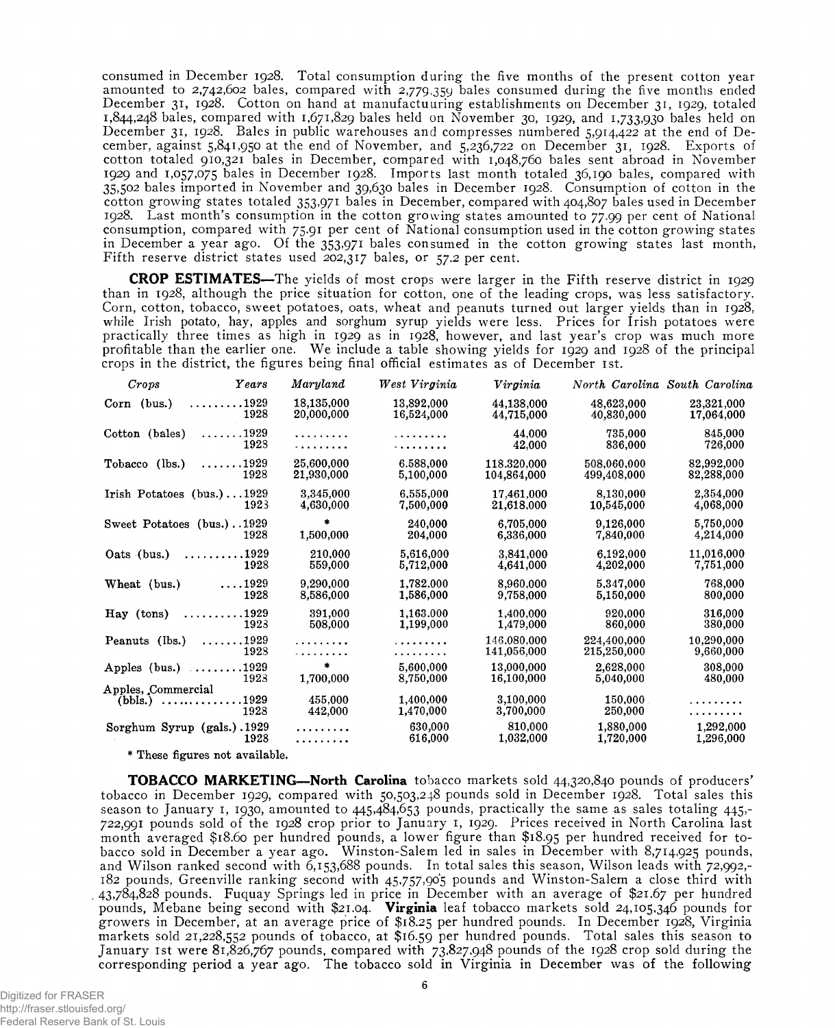consumed in December 1928. Total consumption during the five months of the present cotton year amounted to 2,742,602 bales, compared with 2,779,359 bales consumed during the five months ended December 31, 1928. Cotton on hand at manufactuuring establishments on December 31, 1929, totaled 1,844,248 bales, compared with 1,671,829 bales held on November 30, 1929, and 1,733,930 bales held on December 31, 1928. Bales in public warehouses and compresses numbered 5,914,422 at the end of December, against 5,841,950 at the end of November, and 5,236,722 on December 31, 1928. Exports of cotton totaled 910,321 bales in December, compared with 1,048,760 bales sent abroad in November 1929 and 1,057,075 bales in December 1928. Imports last month totaled 36,190 bales, compared with 35,502 bales imported in November and 39,630 bales in December 1928. Consumption of cotton in the cotton growing states totaled 353,971 bales in December, compared with 404,807 bales used in December 1928. Last month's consumption in the cotton growing states amounted to 77.99 per cent of National consumption, compared with 75.91 per cent of National consumption used in the cotton growing states in December a year ago. Of the 353,971 bales consumed in the cotton growing states last month, Fifth reserve district states used 202,317 bales, or 57.2 per cent.

**CROP ESTIMATES**—The yields of most crops were larger in the Fifth reserve district in 1929 than in 1928, although the price situation for cotton, one of the leading crops, was less satisfactory. Corn, cotton, tobacco, sweet potatoes, oats, wheat and peanuts turned out larger yields than in 1928, while Irish potato, hay, apples and sorghum syrup yields were less. Prices for Irish potatoes were practically three times as high in 1929 as in 1928, however, and last year's crop was much more profitable than the earlier one. We include a table showing yields for 1929 and 1928 of the principal crops in the district, the figures being final official estimates as of December 1st.

| *Crops* | *Years* | *Maryland* | *West Virginia* | *Virginia* | *North Carolina* | *South Carolina* |
|---|---|---|---|---|---|---|
| Corn (bus.) | 1929 | 18,135,000 | 13,892,000 | 44,138,000 | 48,623,000 | 23,321,000 |
| | 1928 | 20,000,000 | 16,524,000 | 44,715,000 | 40,830,000 | 17,064,000 |
| Cotton (bales) | 1929 | ......... | ......... | 44,000 | 735,000 | 845,000 |
| | 1928 | ......... | ......... | 42,000 | 836,000 | 726,000 |
| Tobacco (lbs.) | 1929 | 25,600,000 | 6,588,000 | 118,320,000 | 508,060,000 | 82,992,000 |
| | 1928 | 21,930,000 | 5,100,000 | 104,864,000 | 499,408,000 | 82,288,000 |
| Irish Potatoes (bus.) | 1929 | 3,345,000 | 6,555,000 | 17,461,000 | 8,130,000 | 2,354,000 |
| | 1928 | 4,630,000 | 7,500,000 | 21,618,000 | 10,545,000 | 4,068,000 |
| Sweet Potatoes (bus.) | 1929 | * | 240,000 | 6,705,000 | 9,126,000 | 5,750,000 |
| | 1928 | 1,500,000 | 204,000 | 6,336,000 | 7,840,000 | 4,214,000 |
| Oats (bus.) | 1929 | 210,000 | 5,616,000 | 3,841,000 | 6,192,000 | 11,016,000 |
| | 1928 | 559,000 | 5,712,000 | 4,641,000 | 4,202,000 | 7,751,000 |
| Wheat (bus.) | 1929 | 9,290,000 | 1,782,000 | 8,960,000 | 5,347,000 | 768,000 |
| | 1928 | 8,586,000 | 1,586,000 | 9,758,000 | 5,150,000 | 800,000 |
| Hay (tons) | 1929 | 391,000 | 1,163,000 | 1,400,000 | 920,000 | 316,000 |
| | 1928 | 508,000 | 1,199,000 | 1,479,000 | 860,000 | 380,000 |
| Peanuts (lbs.) | 1929 | ......... | ......... | 146,080,000 | 224,400,000 | 10,290,000 |
| | 1928 | ......... | ......... | 141,056,000 | 215,250,000 | 9,660,000 |
| Apples (bus.) | 1929 | * | 5,600,000 | 13,000,000 | 2,628,000 | 308,000 |
| | 1928 | 1,700,000 | 8,750,000 | 16,100,000 | 5,040,000 | 480,000 |
| Apples, Commercial (bbls.) | 1929 | 455,000 | 1,400,000 | 3,100,000 | 150,000 | ......... |
| | 1928 | 442,000 | 1,470,000 | 3,700,000 | 250,000 | ......... |
| Sorghum Syrup (gals.) | 1929 | ......... | 630,000 | 810,000 | 1,880,000 | 1,292,000 |
| | 1928 | ......... | 616,000 | 1,032,000 | 1,720,000 | 1,296,000 |

\* These figures not available.

**TOBACCO MARKETING—North Carolina** tobacco markets sold 44,320,840 pounds of producers' tobacco in December 1929, compared with 50,503,248 pounds sold in December 1928. Total sales this season to January 1, 1930, amounted to 445,484,653 pounds, practically the same as sales totaling 445,722,991 pounds sold of the 1928 crop prior to January 1, 1929. Prices received in North Carolina last month averaged $18.60 per hundred pounds, a lower figure than $18.95 per hundred received for tobacco sold in December a year ago. Winston-Salem led in sales in December with 8,714,925 pounds, and Wilson ranked second with 6,153,688 pounds. In total sales this season, Wilson leads with 72,992,182 pounds, Greenville ranking second with 45,757,905 pounds and Winston-Salem a close third with 43,784,828 pounds. Fuquay Springs led in price in December with an average of $21.67 per hundred pounds, Mebane being second with $21.04. **Virginia** leaf tobacco markets sold 24,105,346 pounds for growers in December, at an average price of $18.25 per hundred pounds. In December 1928, Virginia markets sold 21,228,552 pounds of tobacco, at $16.59 per hundred pounds. Total sales this season to January 1st were 81,826,767 pounds, compared with 73,827,948 pounds of the 1928 crop sold during the corresponding period a year ago. The tobacco sold in Virginia in December was of the following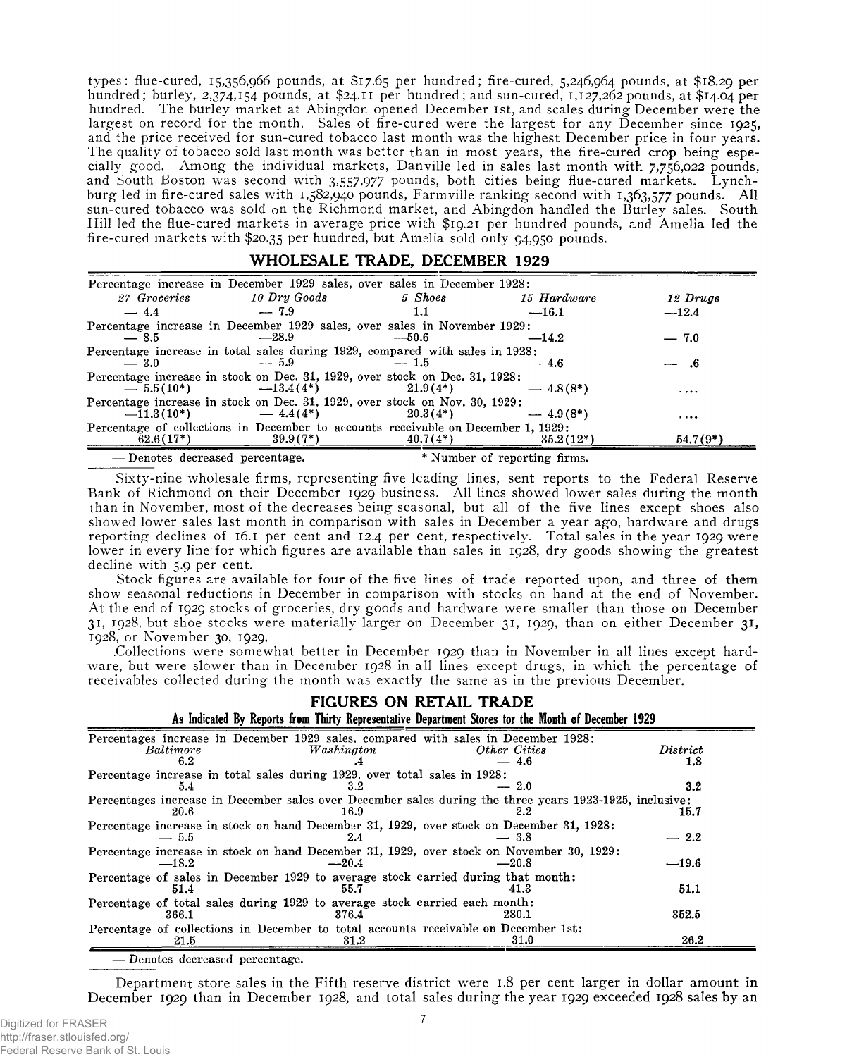types: flue-cured, 15,356,966 pounds, at $17.65 per hundred; fire-cured, 5,246,964 pounds, at $18.29 per hundred; burley, 2,374,154 pounds, at $24.11 per hundred; and sun-cured, 1,127,262 pounds, at $14.04 per hundred. The burley market at Abingdon opened December 1st, and scales during December were the largest on record for the month. Sales of fire-cured were the largest for any December since 1925, and the price received for sun-cured tobacco last month was the highest December price in four years. The quality of tobacco sold last month was better than in most years, the fire-cured crop being especially good. Among the individual markets, Danville led in sales last month with 7,756,022 pounds, and South Boston was second with 3,557,977 pounds, both cities being flue-cured markets. Lynchburg led in fire-cured sales with 1,582,940 pounds, Farmville ranking second with 1,363,577 pounds. All sun-cured tobacco was sold on the Richmond market, and Abingdon handled the Burley sales. South Hill led the flue-cured markets in average price with $19.21 per hundred pounds, and Amelia led the fire-cured markets with $20.35 per hundred, but Amelia sold only 94,950 pounds.

## WHOLESALE TRADE, DECEMBER 1929

| 27 Groceries | 10 Dry Goods | 5 Shoes | 15 Hardware | 12 Drugs |
|---|---|---|---|---|
| Percentage increase in December 1929 sales, over sales in December 1928: | | | | |
| — 4.4 | — 7.9 | 1.1 | —16.1 | —12.4 |
| Percentage increase in December 1929 sales, over sales in November 1929: | | | | |
| — 8.5 | —28.9 | —50.6 | —14.2 | — 7.0 |
| Percentage increase in total sales during 1929, compared with sales in 1928: | | | | |
| — 3.0 | — 5.9 | — 1.5 | — 4.6 | — .6 |
| Percentage increase in stock on Dec. 31, 1929, over stock on Dec. 31, 1928: | | | | |
| — 5.5(10*) | —13.4(4*) | 21.9(4*) | — 4.8(8*) | .... |
| Percentage increase in stock on Dec. 31, 1929, over stock on Nov. 30, 1929: | | | | |
| —11.3(10*) | — 4.4(4*) | 20.3(4*) | — 4.9(8*) | .... |
| Percentage of collections in December to accounts receivable on December 1, 1929: | | | | |
| 62.6(17*) | 39.9(7*) | 40.7(4*) | 35.2(12*) | 54.7(9*) |

— Denotes decreased percentage. * Number of reporting firms.

Sixty-nine wholesale firms, representing five leading lines, sent reports to the Federal Reserve Bank of Richmond on their December 1929 business. All lines showed lower sales during the month than in November, most of the decreases being seasonal, but all of the five lines except shoes also showed lower sales last month in comparison with sales in December a year ago, hardware and drugs reporting declines of 16.1 per cent and 12.4 per cent, respectively. Total sales in the year 1929 were lower in every line for which figures are available than sales in 1928, dry goods showing the greatest decline with 5.9 per cent.

Stock figures are available for four of the five lines of trade reported upon, and three of them show seasonal reductions in December in comparison with stocks on hand at the end of November. At the end of 1929 stocks of groceries, dry goods and hardware were smaller than those on December 31, 1928, but shoe stocks were materially larger on December 31, 1929, than on either December 31, 1928, or November 30, 1929.

Collections were somewhat better in December 1929 than in November in all lines except hardware, but were slower than in December 1928 in all lines except drugs, in which the percentage of receivables collected during the month was exactly the same as in the previous December.

## FIGURES ON RETAIL TRADE

**As Indicated By Reports from Thirty Representative Department Stores for the Month of December 1929**

| Baltimore | Washington | Other Cities | District |
|---|---|---|---|
| Percentages increase in December 1929 sales, compared with sales in December 1928: | | | |
| 6.2 | .4 | — 4.6 | 1.8 |
| Percentage increase in total sales during 1929, over total sales in 1928: | | | |
| 5.4 | 3.2 | — 2.0 | 3.2 |
| Percentages increase in December sales over December sales during the three years 1923-1925, inclusive: | | | |
| 20.6 | 16.9 | 2.2 | 15.7 |
| Percentage increase in stock on hand December 31, 1929, over stock on December 31, 1928: | | | |
| — 5.5 | 2.4 | — 3.8 | — 2.2 |
| Percentage increase in stock on hand December 31, 1929, over stock on November 30, 1929: | | | |
| —18.2 | —20.4 | —20.8 | —19.6 |
| Percentage of sales in December 1929 to average stock carried during that month: | | | |
| 51.4 | 55.7 | 41.3 | 51.1 |
| Percentage of total sales during 1929 to average stock carried each month: | | | |
| 366.1 | 376.4 | 280.1 | 352.5 |
| Percentage of collections in December to total accounts receivable on December 1st: | | | |
| 21.5 | 31.2 | 31.0 | 26.2 |

— Denotes decreased percentage.

Department store sales in the Fifth reserve district were 1.8 per cent larger in dollar amount in December 1929 than in December 1928, and total sales during the year 1929 exceeded 1928 sales by an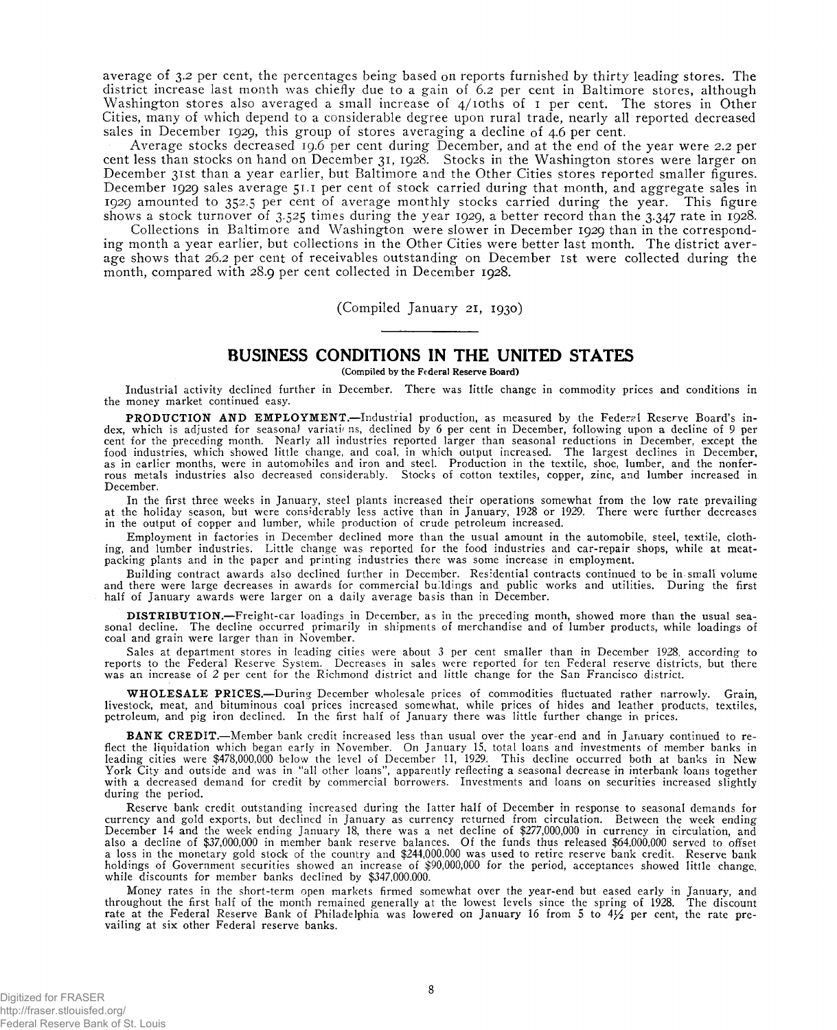average of 3.2 per cent, the percentages being based on reports furnished by thirty leading stores. The district increase last month was chiefly due to a gain of 6.2 per cent in Baltimore stores, although Washington stores also averaged a small increase of 4/10ths of 1 per cent. The stores in Other Cities, many of which depend to a considerable degree upon rural trade, nearly all reported decreased sales in December 1929, this group of stores averaging a decline of 4.6 per cent.

Average stocks decreased 19.6 per cent during December, and at the end of the year were 2.2 per cent less than stocks on hand on December 31, 1928. Stocks in the Washington stores were larger on December 31st than a year earlier, but Baltimore and the Other Cities stores reported smaller figures. December 1929 sales average 51.1 per cent of stock carried during that month, and aggregate sales in 1929 amounted to 352.5 per cent of average monthly stocks carried during the year. This figure shows a stock turnover of 3.525 times during the year 1929, a better record than the 3.347 rate in 1928.

Collections in Baltimore and Washington were slower in December 1929 than in the corresponding month a year earlier, but collections in the Other Cities were better last month. The district average shows that 26.2 per cent of receivables outstanding on December 1st were collected during the month, compared with 28.9 per cent collected in December 1928.

(Compiled January 21, 1930)

## BUSINESS CONDITIONS IN THE UNITED STATES

(Compiled by the Federal Reserve Board)

Industrial activity declined further in December. There was little change in commodity prices and conditions in the money market continued easy.

**PRODUCTION AND EMPLOYMENT.**—Industrial production, as measured by the Federal Reserve Board's index, which is adjusted for seasonal variations, declined by 6 per cent in December, following upon a decline of 9 per cent for the preceding month. Nearly all industries reported larger than seasonal reductions in December, except the food industries, which showed little change, and coal, in which output increased. The largest declines in December, as in earlier months, were in automobiles and iron and steel. Production in the textile, shoe, lumber, and the nonferrous metals industries also decreased considerably. Stocks of cotton textiles, copper, zinc, and lumber increased in December.

In the first three weeks in January, steel plants increased their operations somewhat from the low rate prevailing at the holiday season, but were considerably less active than in January, 1928 or 1929. There were further decreases in the output of copper and lumber, while production of crude petroleum increased.

Employment in factories in December declined more than the usual amount in the automobile, steel, textile, clothing, and lumber industries. Little change was reported for the food industries and car-repair shops, while at meat-packing plants and in the paper and printing industries there was some increase in employment.

Building contract awards also declined further in December. Residential contracts continued to be in small volume and there were large decreases in awards for commercial buildings and public works and utilities. During the first half of January awards were larger on a daily average basis than in December.

**DISTRIBUTION.**—Freight-car loadings in December, as in the preceding month, showed more than the usual seasonal decline. The decline occurred primarily in shipments of merchandise and of lumber products, while loadings of coal and grain were larger than in November.

Sales at department stores in leading cities were about 3 per cent smaller than in December 1928, according to reports to the Federal Reserve System. Decreases in sales were reported for ten Federal reserve districts, but there was an increase of 2 per cent for the Richmond district and little change for the San Francisco district.

**WHOLESALE PRICES.**—During December wholesale prices of commodities fluctuated rather narrowly. Grain, livestock, meat, and bituminous coal prices increased somewhat, while prices of hides and leather products, textiles, petroleum, and pig iron declined. In the first half of January there was little further change in prices.

**BANK CREDIT.**—Member bank credit increased less than usual over the year-end and in January continued to reflect the liquidation which began early in November. On January 15, total loans and investments of member banks in leading cities were $478,000,000 below the level of December 11, 1929. This decline occurred both at banks in New York City and outside and was in "all other loans", apparently reflecting a seasonal decrease in interbank loans together with a decreased demand for credit by commercial borrowers. Investments and loans on securities increased slightly during the period.

Reserve bank credit outstanding increased during the latter half of December in response to seasonal demands for currency and gold exports, but declined in January as currency returned from circulation. Between the week ending December 14 and the week ending January 18, there was a net decline of $277,000,000 in currency in circulation, and also a decline of $37,000,000 in member bank reserve balances. Of the funds thus released $64,000,000 served to offset a loss in the monetary gold stock of the country and $244,000,000 was used to retire reserve bank credit. Reserve bank holdings of Government securities showed an increase of $90,000,000 for the period, acceptances showed little change, while discounts for member banks declined by $347,000,000.

Money rates in the short-term open markets firmed somewhat over the year-end but eased early in January, and throughout the first half of the month remained generally at the lowest levels since the spring of 1928. The discount rate at the Federal Reserve Bank of Philadelphia was lowered on January 16 from 5 to 4½ per cent, the rate prevailing at six other Federal reserve banks.